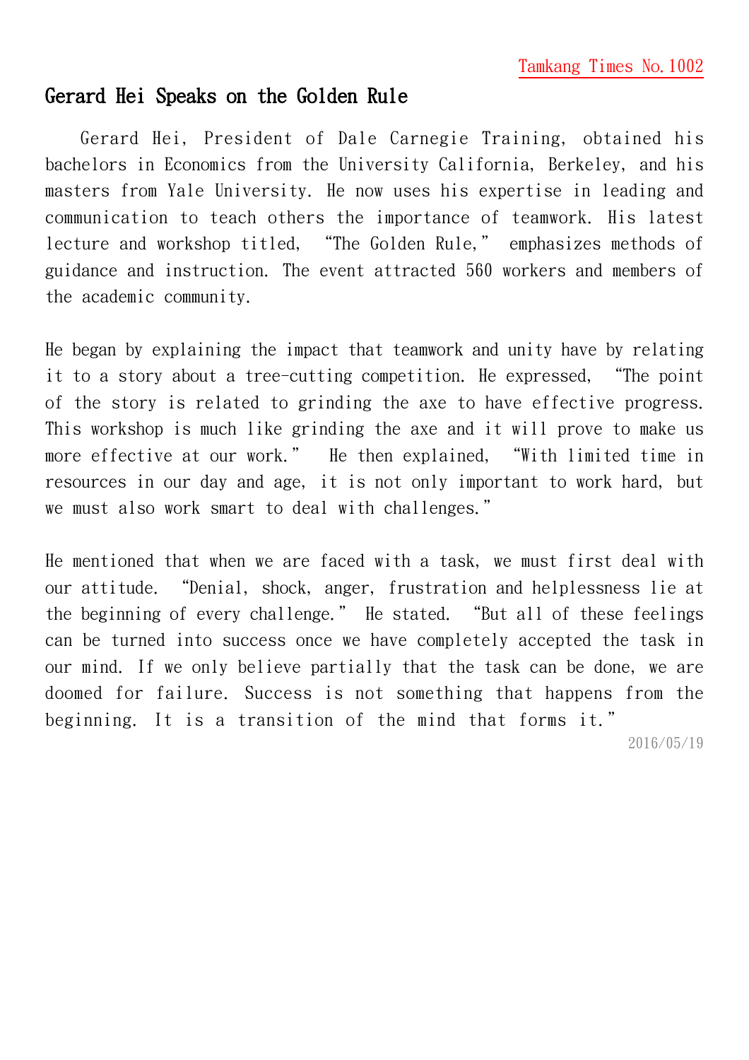Tamkang Times No.1002

# Gerard Hei Speaks on the Golden Rule

Gerard Hei, President of Dale Carnegie Training, obtained his bachelors in Economics from the University California, Berkeley, and his masters from Yale University. He now uses his expertise in leading and communication to teach others the importance of teamwork. His latest lecture and workshop titled, "The Golden Rule," emphasizes methods of guidance and instruction. The event attracted 560 workers and members of the academic community.

He began by explaining the impact that teamwork and unity have by relating it to a story about a tree-cutting competition. He expressed, "The point of the story is related to grinding the axe to have effective progress. This workshop is much like grinding the axe and it will prove to make us more effective at our work." He then explained, "With limited time in resources in our day and age, it is not only important to work hard, but we must also work smart to deal with challenges."

He mentioned that when we are faced with a task, we must first deal with our attitude. "Denial, shock, anger, frustration and helplessness lie at the beginning of every challenge." He stated. "But all of these feelings can be turned into success once we have completely accepted the task in our mind. If we only believe partially that the task can be done, we are doomed for failure. Success is not something that happens from the beginning. It is a transition of the mind that forms it."

2016/05/19